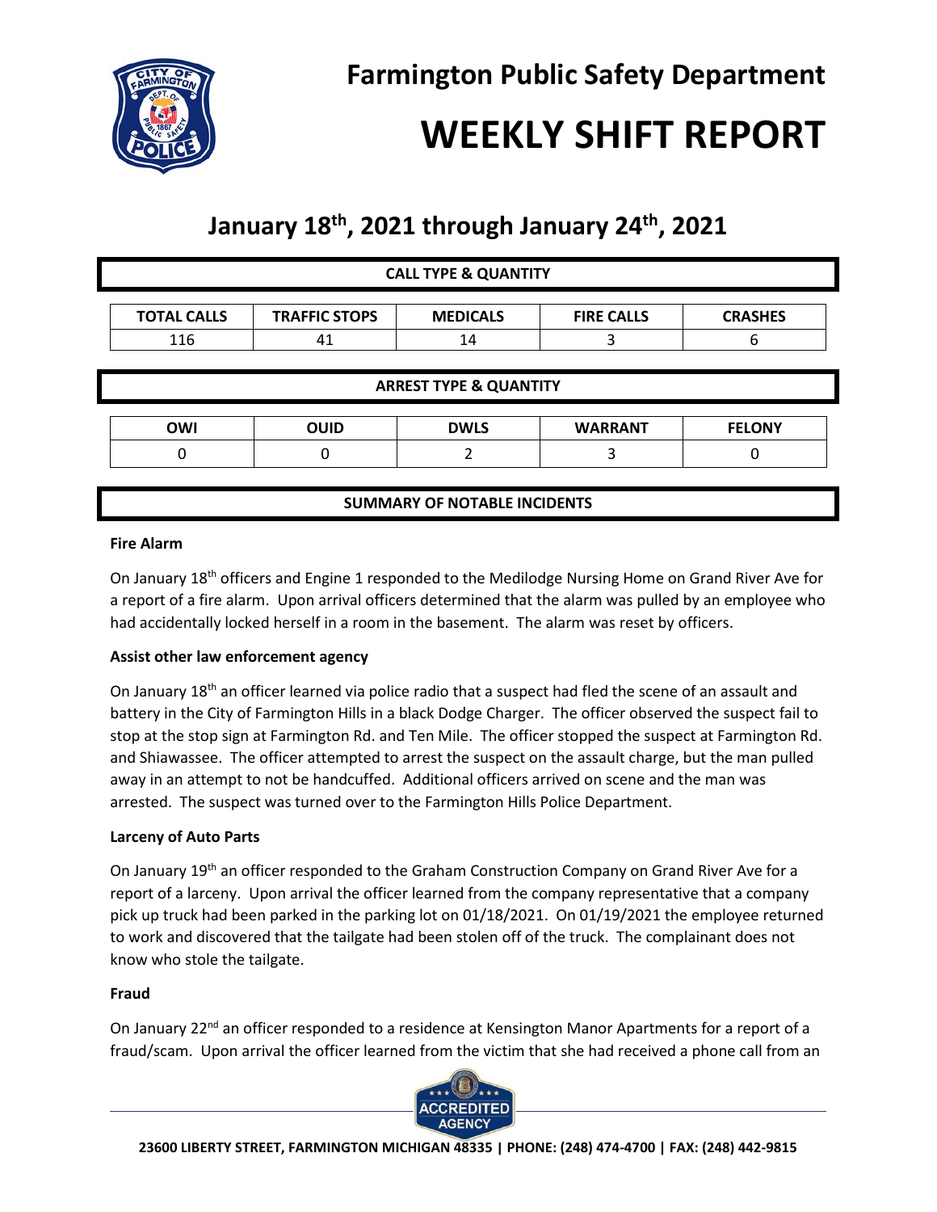# Farmington Public Safety Department

# WEEKLY SHIFT REPORT

## January 18th, 2021 through January 24th, 2021

**CALL TYPE & QUANTITY**

| TOTAL CALLS | TRAFFIC STOPS | MEDICALS | FIRE CALLS | CRASHES |
|---|---|---|---|---|
| 116 | 41 | 14 | 3 | 6 |

**ARREST TYPE & QUANTITY**

| OWI | OUID | DWLS | WARRANT | FELONY |
|---|---|---|---|---|
| 0 | 0 | 2 | 3 | 0 |

**SUMMARY OF NOTABLE INCIDENTS**

**Fire Alarm**

On January 18th officers and Engine 1 responded to the Medilodge Nursing Home on Grand River Ave for a report of a fire alarm. Upon arrival officers determined that the alarm was pulled by an employee who had accidentally locked herself in a room in the basement. The alarm was reset by officers.

**Assist other law enforcement agency**

On January 18th an officer learned via police radio that a suspect had fled the scene of an assault and battery in the City of Farmington Hills in a black Dodge Charger. The officer observed the suspect fail to stop at the stop sign at Farmington Rd. and Ten Mile. The officer stopped the suspect at Farmington Rd. and Shiawassee. The officer attempted to arrest the suspect on the assault charge, but the man pulled away in an attempt to not be handcuffed. Additional officers arrived on scene and the man was arrested. The suspect was turned over to the Farmington Hills Police Department.

**Larceny of Auto Parts**

On January 19th an officer responded to the Graham Construction Company on Grand River Ave for a report of a larceny. Upon arrival the officer learned from the company representative that a company pick up truck had been parked in the parking lot on 01/18/2021. On 01/19/2021 the employee returned to work and discovered that the tailgate had been stolen off of the truck. The complainant does not know who stole the tailgate.

**Fraud**

On January 22nd an officer responded to a residence at Kensington Manor Apartments for a report of a fraud/scam. Upon arrival the officer learned from the victim that she had received a phone call from an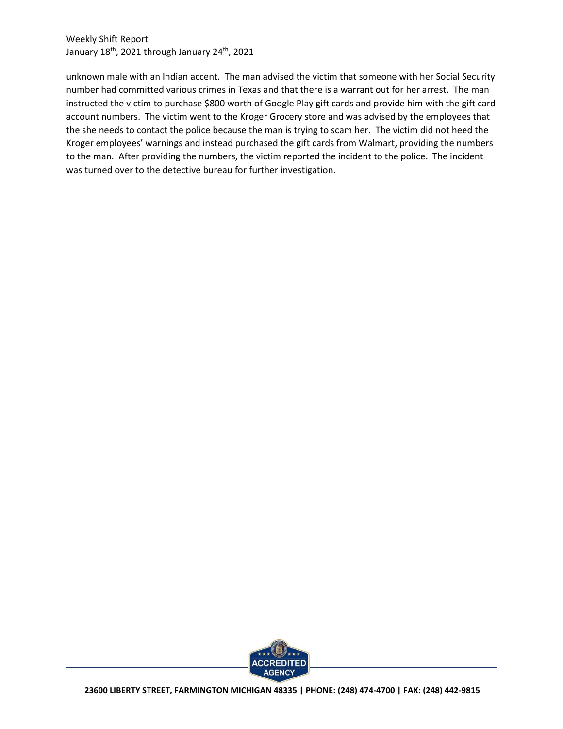unknown male with an Indian accent. The man advised the victim that someone with her Social Security number had committed various crimes in Texas and that there is a warrant out for her arrest. The man instructed the victim to purchase $800 worth of Google Play gift cards and provide him with the gift card account numbers. The victim went to the Kroger Grocery store and was advised by the employees that the she needs to contact the police because the man is trying to scam her. The victim did not heed the Kroger employees' warnings and instead purchased the gift cards from Walmart, providing the numbers to the man. After providing the numbers, the victim reported the incident to the police. The incident was turned over to the detective bureau for further investigation.